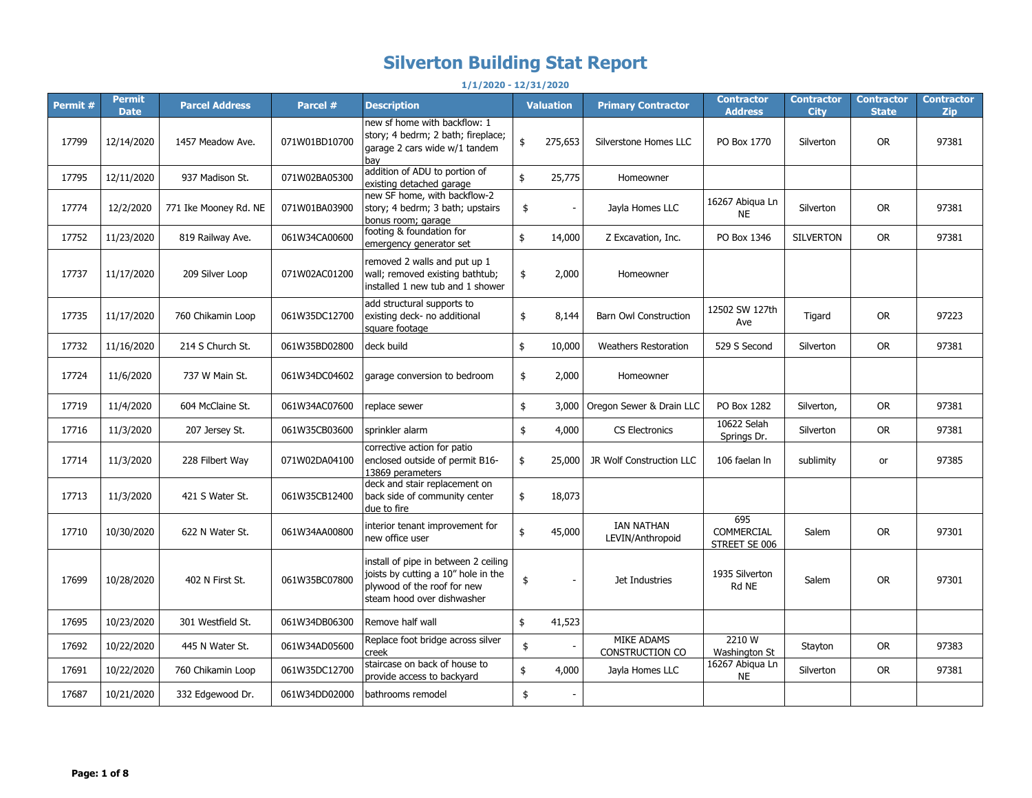# Silverton Building Stat Report

**1/1/2020 - 12/31/2020**

| Permit # | Permit Date | Parcel Address | Parcel # | Description | Valuation | Primary Contractor | Contractor Address | Contractor City | Contractor State | Contractor Zip |
|---|---|---|---|---|---|---|---|---|---|---|
| 17799 | 12/14/2020 | 1457 Meadow Ave. | 071W01BD10700 | new sf home with backflow: 1 story; 4 bedrm; 2 bath; fireplace; garage 2 cars wide w/1 tandem bay | $ 275,653 | Silverstone Homes LLC | PO Box 1770 | Silverton | OR | 97381 |
| 17795 | 12/11/2020 | 937 Madison St. | 071W02BA05300 | addition of ADU to portion of existing detached garage | $ 25,775 | Homeowner | | | | |
| 17774 | 12/2/2020 | 771 Ike Mooney Rd. NE | 071W01BA03900 | new SF home, with backflow-2 story; 4 bedrm; 3 bath; upstairs bonus room; garage | $ - | Jayla Homes LLC | 16267 Abiqua Ln NE | Silverton | OR | 97381 |
| 17752 | 11/23/2020 | 819 Railway Ave. | 061W34CA00600 | footing & foundation for emergency generator set | $ 14,000 | Z Excavation, Inc. | PO Box 1346 | SILVERTON | OR | 97381 |
| 17737 | 11/17/2020 | 209 Silver Loop | 071W02AC01200 | removed 2 walls and put up 1 wall; removed existing bathtub; installed 1 new tub and 1 shower | $ 2,000 | Homeowner | | | | |
| 17735 | 11/17/2020 | 760 Chikamin Loop | 061W35DC12700 | add structural supports to existing deck- no additional square footage | $ 8,144 | Barn Owl Construction | 12502 SW 127th Ave | Tigard | OR | 97223 |
| 17732 | 11/16/2020 | 214 S Church St. | 061W35BD02800 | deck build | $ 10,000 | Weathers Restoration | 529 S Second | Silverton | OR | 97381 |
| 17724 | 11/6/2020 | 737 W Main St. | 061W34DC04602 | garage conversion to bedroom | $ 2,000 | Homeowner | | | | |
| 17719 | 11/4/2020 | 604 McClaine St. | 061W34AC07600 | replace sewer | $ 3,000 | Oregon Sewer & Drain LLC | PO Box 1282 | Silverton, | OR | 97381 |
| 17716 | 11/3/2020 | 207 Jersey St. | 061W35CB03600 | sprinkler alarm | $ 4,000 | CS Electronics | 10622 Selah Springs Dr. | Silverton | OR | 97381 |
| 17714 | 11/3/2020 | 228 Filbert Way | 071W02DA04100 | corrective action for patio enclosed outside of permit B16-13869 perameters | $ 25,000 | JR Wolf Construction LLC | 106 faelan ln | sublimity | or | 97385 |
| 17713 | 11/3/2020 | 421 S Water St. | 061W35CB12400 | deck and stair replacement on back side of community center due to fire | $ 18,073 | | | | | |
| 17710 | 10/30/2020 | 622 N Water St. | 061W34AA00800 | interior tenant improvement for new office user | $ 45,000 | IAN NATHAN LEVIN/Anthropoid | 695 COMMERCIAL STREET SE 006 | Salem | OR | 97301 |
| 17699 | 10/28/2020 | 402 N First St. | 061W35BC07800 | install of pipe in between 2 ceiling joists by cutting a 10" hole in the plywood of the roof for new steam hood over dishwasher | $ - | Jet Industries | 1935 Silverton Rd NE | Salem | OR | 97301 |
| 17695 | 10/23/2020 | 301 Westfield St. | 061W34DB06300 | Remove half wall | $ 41,523 | | | | | |
| 17692 | 10/22/2020 | 445 N Water St. | 061W34AD05600 | Replace foot bridge across silver creek | $ - | MIKE ADAMS CONSTRUCTION CO | 2210 W Washington St | Stayton | OR | 97383 |
| 17691 | 10/22/2020 | 760 Chikamin Loop | 061W35DC12700 | staircase on back of house to provide access to backyard | $ 4,000 | Jayla Homes LLC | 16267 Abiqua Ln NE | Silverton | OR | 97381 |
| 17687 | 10/21/2020 | 332 Edgewood Dr. | 061W34DD02000 | bathrooms remodel | $ - | | | | | |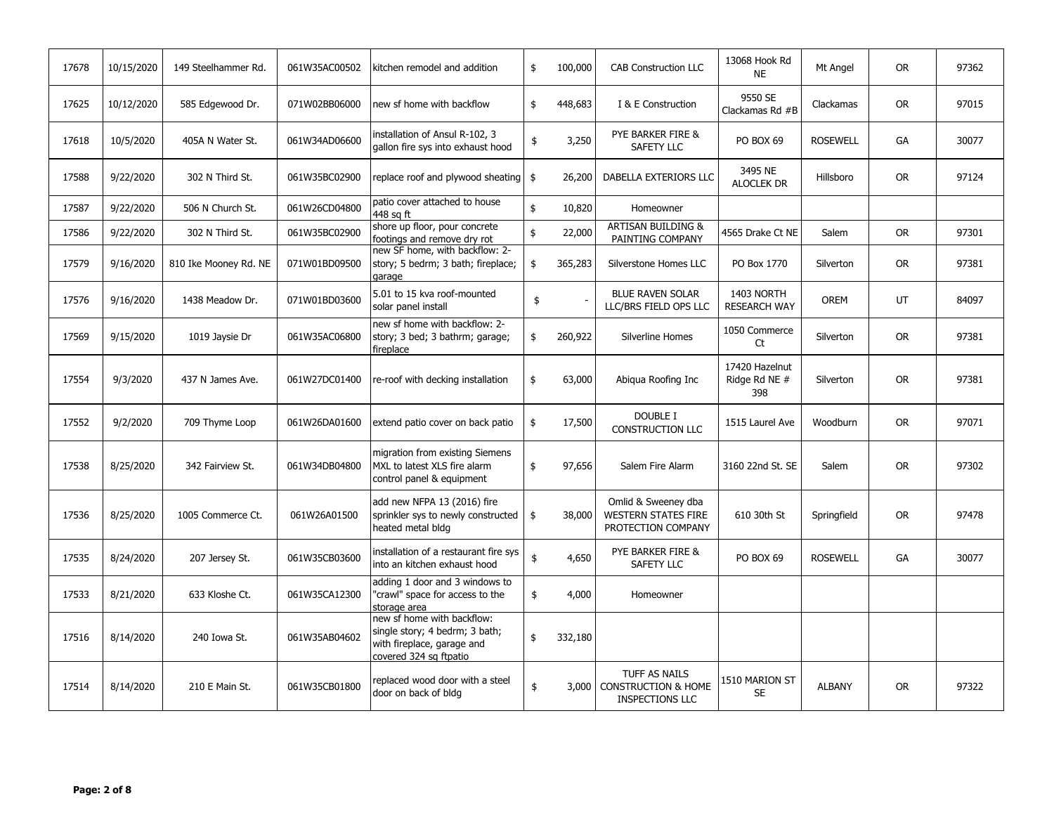| | | | | | | | | | | |
|---|---|---|---|---|---|---|---|---|---|---|
| 17678 | 10/15/2020 | 149 Steelhammer Rd. | 061W35AC00502 | kitchen remodel and addition | $ 100,000 | CAB Construction LLC | 13068 Hook Rd NE | Mt Angel | OR | 97362 |
| 17625 | 10/12/2020 | 585 Edgewood Dr. | 071W02BB06000 | new sf home with backflow | $ 448,683 | I & E Construction | 9550 SE Clackamas Rd #B | Clackamas | OR | 97015 |
| 17618 | 10/5/2020 | 405A N Water St. | 061W34AD06600 | installation of Ansul R-102, 3 gallon fire sys into exhaust hood | $ 3,250 | PYE BARKER FIRE & SAFETY LLC | PO BOX 69 | ROSEWELL | GA | 30077 |
| 17588 | 9/22/2020 | 302 N Third St. | 061W35BC02900 | replace roof and plywood sheating | $ 26,200 | DABELLA EXTERIORS LLC | 3495 NE ALOCLEK DR | Hillsboro | OR | 97124 |
| 17587 | 9/22/2020 | 506 N Church St. | 061W26CD04800 | patio cover attached to house 448 sq ft | $ 10,820 | Homeowner | | | | |
| 17586 | 9/22/2020 | 302 N Third St. | 061W35BC02900 | shore up floor, pour concrete footings and remove dry rot | $ 22,000 | ARTISAN BUILDING & PAINTING COMPANY | 4565 Drake Ct NE | Salem | OR | 97301 |
| 17579 | 9/16/2020 | 810 Ike Mooney Rd. NE | 071W01BD09500 | new SF home, with backflow: 2-story; 5 bedrm; 3 bath; fireplace; garage | $ 365,283 | Silverstone Homes LLC | PO Box 1770 | Silverton | OR | 97381 |
| 17576 | 9/16/2020 | 1438 Meadow Dr. | 071W01BD03600 | 5.01 to 15 kva roof-mounted solar panel install | $ - | BLUE RAVEN SOLAR LLC/BRS FIELD OPS LLC | 1403 NORTH RESEARCH WAY | OREM | UT | 84097 |
| 17569 | 9/15/2020 | 1019 Jaysie Dr | 061W35AC06800 | new sf home with backflow: 2-story; 3 bed; 3 bathrm; garage; fireplace | $ 260,922 | Silverline Homes | 1050 Commerce Ct | Silverton | OR | 97381 |
| 17554 | 9/3/2020 | 437 N James Ave. | 061W27DC01400 | re-roof with decking installation | $ 63,000 | Abiqua Roofing Inc | 17420 Hazelnut Ridge Rd NE # 398 | Silverton | OR | 97381 |
| 17552 | 9/2/2020 | 709 Thyme Loop | 061W26DA01600 | extend patio cover on back patio | $ 17,500 | DOUBLE I CONSTRUCTION LLC | 1515 Laurel Ave | Woodburn | OR | 97071 |
| 17538 | 8/25/2020 | 342 Fairview St. | 061W34DB04800 | migration from existing Siemens MXL to latest XLS fire alarm control panel & equipment | $ 97,656 | Salem Fire Alarm | 3160 22nd St. SE | Salem | OR | 97302 |
| 17536 | 8/25/2020 | 1005 Commerce Ct. | 061W26A01500 | add new NFPA 13 (2016) fire sprinkler sys to newly constructed heated metal bldg | $ 38,000 | Omlid & Sweeney dba WESTERN STATES FIRE PROTECTION COMPANY | 610 30th St | Springfield | OR | 97478 |
| 17535 | 8/24/2020 | 207 Jersey St. | 061W35CB03600 | installation of a restaurant fire sys into an kitchen exhaust hood | $ 4,650 | PYE BARKER FIRE & SAFETY LLC | PO BOX 69 | ROSEWELL | GA | 30077 |
| 17533 | 8/21/2020 | 633 Kloshe Ct. | 061W35CA12300 | adding 1 door and 3 windows to "crawl" space for access to the storage area | $ 4,000 | Homeowner | | | | |
| 17516 | 8/14/2020 | 240 Iowa St. | 061W35AB04602 | new sf home with backflow: single story; 4 bedrm; 3 bath; with fireplace, garage and covered 324 sq ftpatio | $ 332,180 | | | | | |
| 17514 | 8/14/2020 | 210 E Main St. | 061W35CB01800 | replaced wood door with a steel door on back of bldg | $ 3,000 | TUFF AS NAILS CONSTRUCTION & HOME INSPECTIONS LLC | 1510 MARION ST SE | ALBANY | OR | 97322 |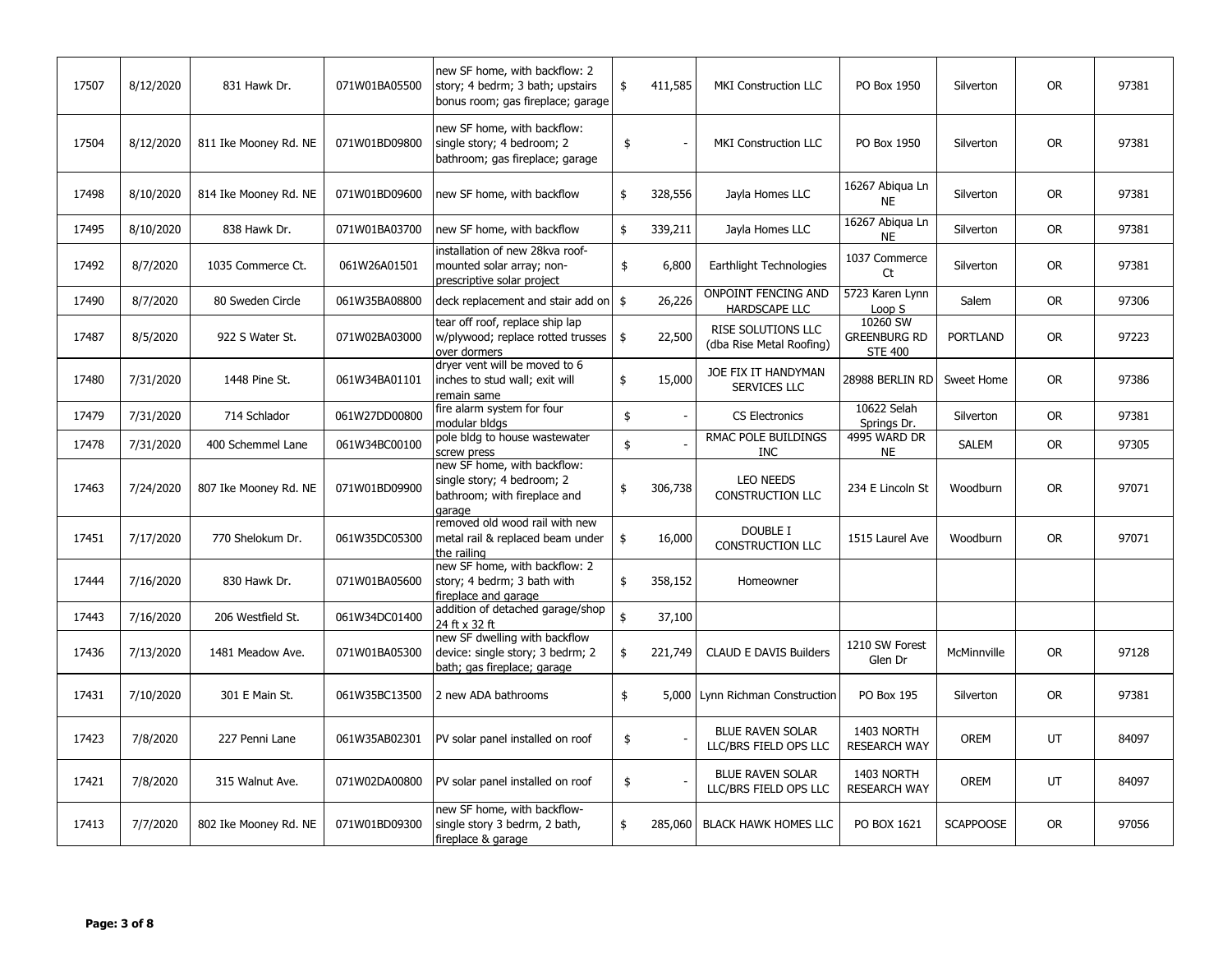| | | | | | | | | | | |
|---|---|---|---|---|---|---|---|---|---|---|
| 17507 | 8/12/2020 | 831 Hawk Dr. | 071W01BA05500 | new SF home, with backflow: 2 story; 4 bedrm; 3 bath; upstairs bonus room; gas fireplace; garage | $ | 411,585 | MKI Construction LLC | PO Box 1950 | Silverton | OR | 97381 |
| 17504 | 8/12/2020 | 811 Ike Mooney Rd. NE | 071W01BD09800 | new SF home, with backflow: single story; 4 bedroom; 2 bathroom; gas fireplace; garage | $ | - | MKI Construction LLC | PO Box 1950 | Silverton | OR | 97381 |
| 17498 | 8/10/2020 | 814 Ike Mooney Rd. NE | 071W01BD09600 | new SF home, with backflow | $ | 328,556 | Jayla Homes LLC | 16267 Abiqua Ln NE | Silverton | OR | 97381 |
| 17495 | 8/10/2020 | 838 Hawk Dr. | 071W01BA03700 | new SF home, with backflow | $ | 339,211 | Jayla Homes LLC | 16267 Abiqua Ln NE | Silverton | OR | 97381 |
| 17492 | 8/7/2020 | 1035 Commerce Ct. | 061W26A01501 | installation of new 28kva roof-mounted solar array; non-prescriptive solar project | $ | 6,800 | Earthlight Technologies | 1037 Commerce Ct | Silverton | OR | 97381 |
| 17490 | 8/7/2020 | 80 Sweden Circle | 061W35BA08800 | deck replacement and stair add on | $ | 26,226 | ONPOINT FENCING AND HARDSCAPE LLC | 5723 Karen Lynn Loop S | Salem | OR | 97306 |
| 17487 | 8/5/2020 | 922 S Water St. | 071W02BA03000 | tear off roof, replace ship lap w/plywood; replace rotted trusses over dormers | $ | 22,500 | RISE SOLUTIONS LLC (dba Rise Metal Roofing) | 10260 SW GREENBURG RD STE 400 | PORTLAND | OR | 97223 |
| 17480 | 7/31/2020 | 1448 Pine St. | 061W34BA01101 | dryer vent will be moved to 6 inches to stud wall; exit will remain same | $ | 15,000 | JOE FIX IT HANDYMAN SERVICES LLC | 28988 BERLIN RD | Sweet Home | OR | 97386 |
| 17479 | 7/31/2020 | 714 Schlador | 061W27DD00800 | fire alarm system for four modular bldgs | $ | - | CS Electronics | 10622 Selah Springs Dr. | Silverton | OR | 97381 |
| 17478 | 7/31/2020 | 400 Schemmel Lane | 061W34BC00100 | pole bldg to house wastewater screw press | $ | - | RMAC POLE BUILDINGS INC | 4995 WARD DR NE | SALEM | OR | 97305 |
| 17463 | 7/24/2020 | 807 Ike Mooney Rd. NE | 071W01BD09900 | new SF home, with backflow: single story; 4 bedroom; 2 bathroom; with fireplace and garage | $ | 306,738 | LEO NEEDS CONSTRUCTION LLC | 234 E Lincoln St | Woodburn | OR | 97071 |
| 17451 | 7/17/2020 | 770 Shelokum Dr. | 061W35DC05300 | removed old wood rail with new metal rail & replaced beam under the railing | $ | 16,000 | DOUBLE I CONSTRUCTION LLC | 1515 Laurel Ave | Woodburn | OR | 97071 |
| 17444 | 7/16/2020 | 830 Hawk Dr. | 071W01BA05600 | new SF home, with backflow: 2 story; 4 bedrm; 3 bath with fireplace and garage | $ | 358,152 | Homeowner | | | | |
| 17443 | 7/16/2020 | 206 Westfield St. | 061W34DC01400 | addition of detached garage/shop 24 ft x 32 ft | $ | 37,100 | | | | | |
| 17436 | 7/13/2020 | 1481 Meadow Ave. | 071W01BA05300 | new SF dwelling with backflow device: single story; 3 bedrm; 2 bath; gas fireplace; garage | $ | 221,749 | CLAUD E DAVIS Builders | 1210 SW Forest Glen Dr | McMinnville | OR | 97128 |
| 17431 | 7/10/2020 | 301 E Main St. | 061W35BC13500 | 2 new ADA bathrooms | $ | 5,000 | Lynn Richman Construction | PO Box 195 | Silverton | OR | 97381 |
| 17423 | 7/8/2020 | 227 Penni Lane | 061W35AB02301 | PV solar panel installed on roof | $ | - | BLUE RAVEN SOLAR LLC/BRS FIELD OPS LLC | 1403 NORTH RESEARCH WAY | OREM | UT | 84097 |
| 17421 | 7/8/2020 | 315 Walnut Ave. | 071W02DA00800 | PV solar panel installed on roof | $ | - | BLUE RAVEN SOLAR LLC/BRS FIELD OPS LLC | 1403 NORTH RESEARCH WAY | OREM | UT | 84097 |
| 17413 | 7/7/2020 | 802 Ike Mooney Rd. NE | 071W01BD09300 | new SF home, with backflow-single story 3 bedrm, 2 bath, fireplace & garage | $ | 285,060 | BLACK HAWK HOMES LLC | PO BOX 1621 | SCAPPOOSE | OR | 97056 |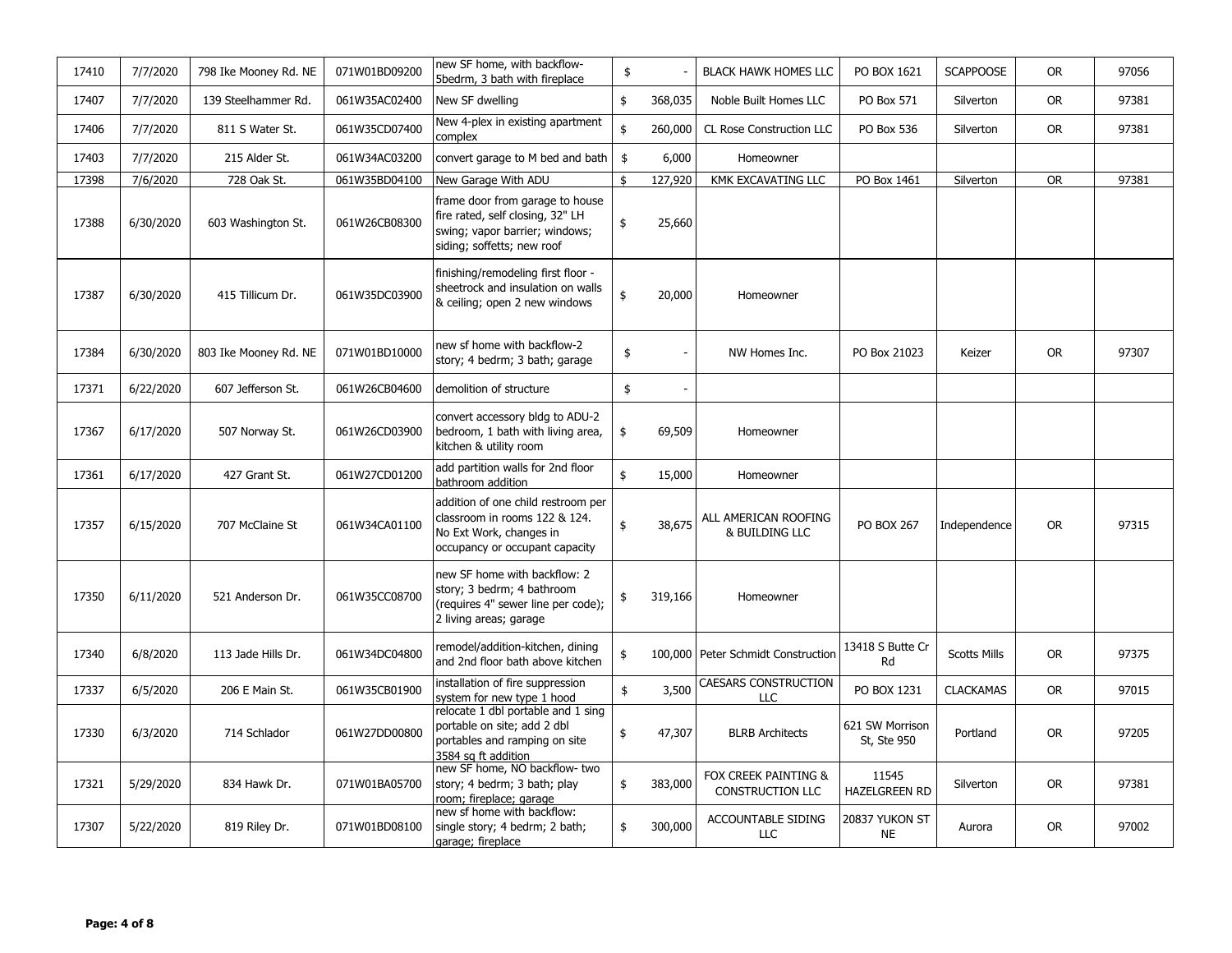| | | | | | | | | | |
|---|---|---|---|---|---|---|---|---|---|
| 17410 | 7/7/2020 | 798 Ike Mooney Rd. NE | 071W01BD09200 | new SF home, with backflow-5bedrm, 3 bath with fireplace | $ - | BLACK HAWK HOMES LLC | PO BOX 1621 | SCAPPOOSE | OR | 97056 |
| 17407 | 7/7/2020 | 139 Steelhammer Rd. | 061W35AC02400 | New SF dwelling | $ 368,035 | Noble Built Homes LLC | PO Box 571 | Silverton | OR | 97381 |
| 17406 | 7/7/2020 | 811 S Water St. | 061W35CD07400 | New 4-plex in existing apartment complex | $ 260,000 | CL Rose Construction LLC | PO Box 536 | Silverton | OR | 97381 |
| 17403 | 7/7/2020 | 215 Alder St. | 061W34AC03200 | convert garage to M bed and bath | $ 6,000 | Homeowner | | | | |
| 17398 | 7/6/2020 | 728 Oak St. | 061W35BD04100 | New Garage With ADU | $ 127,920 | KMK EXCAVATING LLC | PO Box 1461 | Silverton | OR | 97381 |
| 17388 | 6/30/2020 | 603 Washington St. | 061W26CB08300 | frame door from garage to house fire rated, self closing, 32" LH swing; vapor barrier; windows; siding; soffetts; new roof | $ 25,660 | | | | | |
| 17387 | 6/30/2020 | 415 Tillicum Dr. | 061W35DC03900 | finishing/remodeling first floor - sheetrock and insulation on walls & ceiling; open 2 new windows | $ 20,000 | Homeowner | | | | |
| 17384 | 6/30/2020 | 803 Ike Mooney Rd. NE | 071W01BD10000 | new sf home with backflow-2 story; 4 bedrm; 3 bath; garage | $ - | NW Homes Inc. | PO Box 21023 | Keizer | OR | 97307 |
| 17371 | 6/22/2020 | 607 Jefferson St. | 061W26CB04600 | demolition of structure | $ - | | | | | |
| 17367 | 6/17/2020 | 507 Norway St. | 061W26CD03900 | convert accessory bldg to ADU-2 bedroom, 1 bath with living area, kitchen & utility room | $ 69,509 | Homeowner | | | | |
| 17361 | 6/17/2020 | 427 Grant St. | 061W27CD01200 | add partition walls for 2nd floor bathroom addition | $ 15,000 | Homeowner | | | | |
| 17357 | 6/15/2020 | 707 McClaine St | 061W34CA01100 | addition of one child restroom per classroom in rooms 122 & 124. No Ext Work, changes in occupancy or occupant capacity | $ 38,675 | ALL AMERICAN ROOFING & BUILDING LLC | PO BOX 267 | Independence | OR | 97315 |
| 17350 | 6/11/2020 | 521 Anderson Dr. | 061W35CC08700 | new SF home with backflow: 2 story; 3 bedrm; 4 bathroom (requires 4" sewer line per code); 2 living areas; garage | $ 319,166 | Homeowner | | | | |
| 17340 | 6/8/2020 | 113 Jade Hills Dr. | 061W34DC04800 | remodel/addition-kitchen, dining and 2nd floor bath above kitchen | $ 100,000 | Peter Schmidt Construction | 13418 S Butte Cr Rd | Scotts Mills | OR | 97375 |
| 17337 | 6/5/2020 | 206 E Main St. | 061W35CB01900 | installation of fire suppression system for new type 1 hood | $ 3,500 | CAESARS CONSTRUCTION LLC | PO BOX 1231 | CLACKAMAS | OR | 97015 |
| 17330 | 6/3/2020 | 714 Schlador | 061W27DD00800 | relocate 1 dbl portable and 1 sing portable on site; add 2 dbl portables and ramping on site 3584 sq ft addition | $ 47,307 | BLRB Architects | 621 SW Morrison St, Ste 950 | Portland | OR | 97205 |
| 17321 | 5/29/2020 | 834 Hawk Dr. | 071W01BA05700 | new SF home, NO backflow- two story; 4 bedrm; 3 bath; play room; fireplace; garage | $ 383,000 | FOX CREEK PAINTING & CONSTRUCTION LLC | 11545 HAZELGREEN RD | Silverton | OR | 97381 |
| 17307 | 5/22/2020 | 819 Riley Dr. | 071W01BD08100 | new sf home with backflow: single story; 4 bedrm; 2 bath; garage; fireplace | $ 300,000 | ACCOUNTABLE SIDING LLC | 20837 YUKON ST NE | Aurora | OR | 97002 |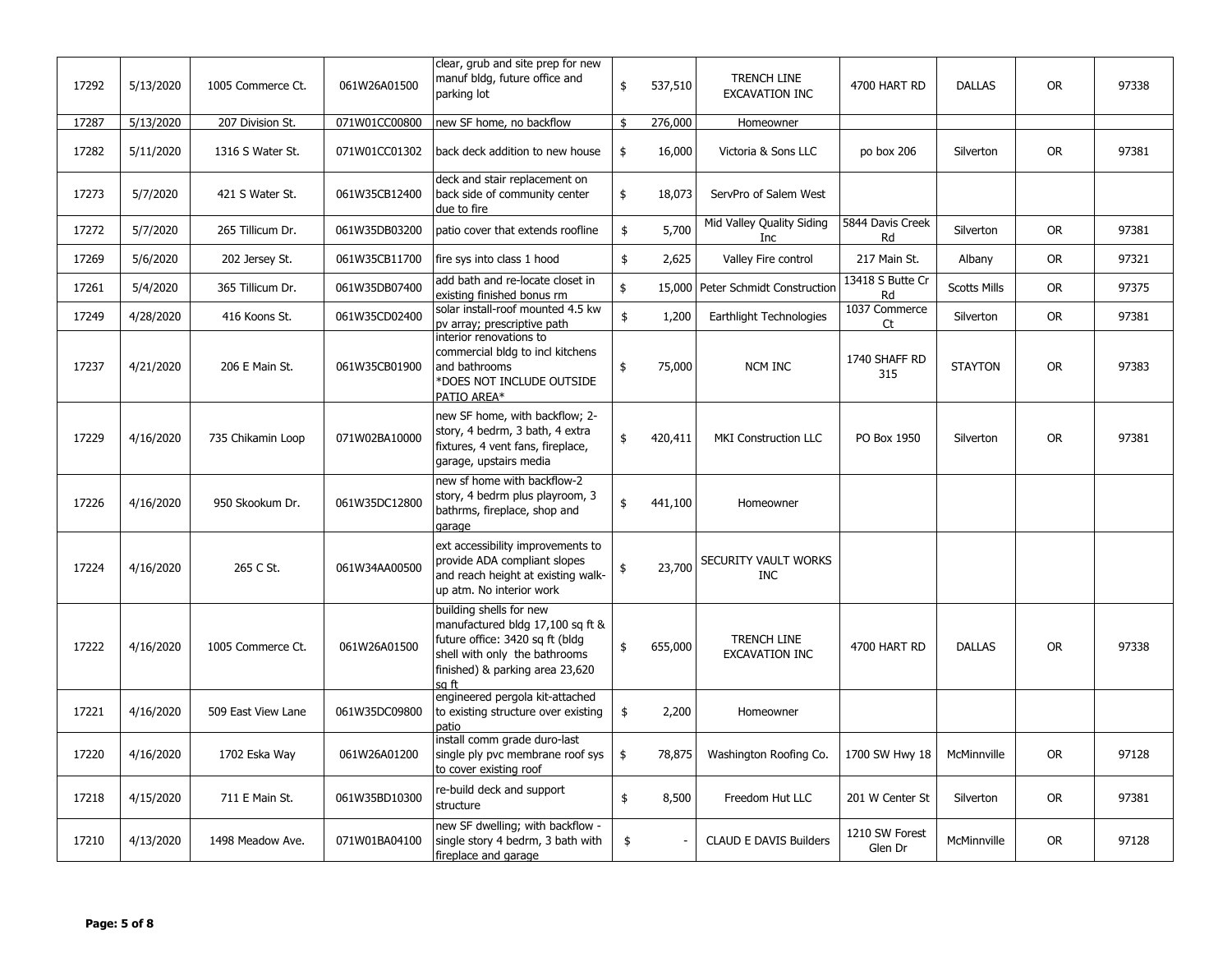| | | | | | | | | | | |
|---|---|---|---|---|---|---|---|---|---|---|
| 17292 | 5/13/2020 | 1005 Commerce Ct. | 061W26A01500 | clear, grub and site prep for new manuf bldg, future office and parking lot | $ 537,510 | TRENCH LINE EXCAVATION INC | 4700 HART RD | DALLAS | OR | 97338 |
| 17287 | 5/13/2020 | 207 Division St. | 071W01CC00800 | new SF home, no backflow | $ 276,000 | Homeowner | | | | |
| 17282 | 5/11/2020 | 1316 S Water St. | 071W01CC01302 | back deck addition to new house | $ 16,000 | Victoria & Sons LLC | po box 206 | Silverton | OR | 97381 |
| 17273 | 5/7/2020 | 421 S Water St. | 061W35CB12400 | deck and stair replacement on back side of community center due to fire | $ 18,073 | ServPro of Salem West | | | | |
| 17272 | 5/7/2020 | 265 Tillicum Dr. | 061W35DB03200 | patio cover that extends roofline | $ 5,700 | Mid Valley Quality Siding Inc | 5844 Davis Creek Rd | Silverton | OR | 97381 |
| 17269 | 5/6/2020 | 202 Jersey St. | 061W35CB11700 | fire sys into class 1 hood | $ 2,625 | Valley Fire control | 217 Main St. | Albany | OR | 97321 |
| 17261 | 5/4/2020 | 365 Tillicum Dr. | 061W35DB07400 | add bath and re-locate closet in existing finished bonus rm | $ 15,000 | Peter Schmidt Construction | 13418 S Butte Cr Rd | Scotts Mills | OR | 97375 |
| 17249 | 4/28/2020 | 416 Koons St. | 061W35CD02400 | solar install-roof mounted 4.5 kw pv array; prescriptive path | $ 1,200 | Earthlight Technologies | 1037 Commerce Ct | Silverton | OR | 97381 |
| 17237 | 4/21/2020 | 206 E Main St. | 061W35CB01900 | interior renovations to commercial bldg to incl kitchens and bathrooms *DOES NOT INCLUDE OUTSIDE PATIO AREA* | $ 75,000 | NCM INC | 1740 SHAFF RD 315 | STAYTON | OR | 97383 |
| 17229 | 4/16/2020 | 735 Chikamin Loop | 071W02BA10000 | new SF home, with backflow; 2-story, 4 bedrm, 3 bath, 4 extra fixtures, 4 vent fans, fireplace, garage, upstairs media | $ 420,411 | MKI Construction LLC | PO Box 1950 | Silverton | OR | 97381 |
| 17226 | 4/16/2020 | 950 Skookum Dr. | 061W35DC12800 | new sf home with backflow-2 story, 4 bedrm plus playroom, 3 bathrms, fireplace, shop and garage | $ 441,100 | Homeowner | | | | |
| 17224 | 4/16/2020 | 265 C St. | 061W34AA00500 | ext accessibility improvements to provide ADA compliant slopes and reach height at existing walk-up atm. No interior work | $ 23,700 | SECURITY VAULT WORKS INC | | | | |
| 17222 | 4/16/2020 | 1005 Commerce Ct. | 061W26A01500 | building shells for new manufactured bldg 17,100 sq ft & future office: 3420 sq ft (bldg shell with only the bathrooms finished) & parking area 23,620 sq ft | $ 655,000 | TRENCH LINE EXCAVATION INC | 4700 HART RD | DALLAS | OR | 97338 |
| 17221 | 4/16/2020 | 509 East View Lane | 061W35DC09800 | engineered pergola kit-attached to existing structure over existing patio | $ 2,200 | Homeowner | | | | |
| 17220 | 4/16/2020 | 1702 Eska Way | 061W26A01200 | install comm grade duro-last single ply pvc membrane roof sys to cover existing roof | $ 78,875 | Washington Roofing Co. | 1700 SW Hwy 18 | McMinnville | OR | 97128 |
| 17218 | 4/15/2020 | 711 E Main St. | 061W35BD10300 | re-build deck and support structure | $ 8,500 | Freedom Hut LLC | 201 W Center St | Silverton | OR | 97381 |
| 17210 | 4/13/2020 | 1498 Meadow Ave. | 071W01BA04100 | new SF dwelling; with backflow - single story 4 bedrm, 3 bath with fireplace and garage | $ - | CLAUD E DAVIS Builders | 1210 SW Forest Glen Dr | McMinnville | OR | 97128 |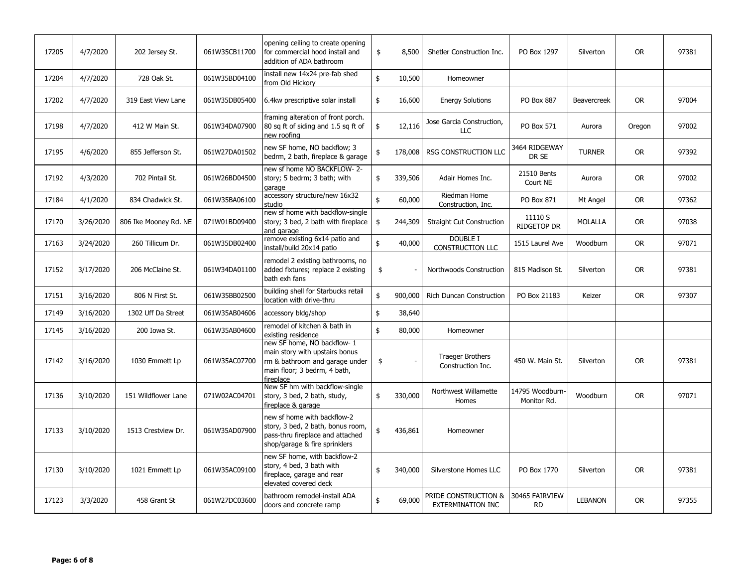| | | | | | | | | | | |
|---|---|---|---|---|---|---|---|---|---|---|
| 17205 | 4/7/2020 | 202 Jersey St. | 061W35CB11700 | opening ceiling to create opening for commercial hood install and addition of ADA bathroom | $ | 8,500 | Shetler Construction Inc. | PO Box 1297 | Silverton | OR | 97381 |
| 17204 | 4/7/2020 | 728 Oak St. | 061W35BD04100 | install new 14x24 pre-fab shed from Old Hickory | $ | 10,500 | Homeowner | | | | |
| 17202 | 4/7/2020 | 319 East View Lane | 061W35DB05400 | 6.4kw prescriptive solar install | $ | 16,600 | Energy Solutions | PO Box 887 | Beavercreek | OR | 97004 |
| 17198 | 4/7/2020 | 412 W Main St. | 061W34DA07900 | framing alteration of front porch. 80 sq ft of siding and 1.5 sq ft of new roofing | $ | 12,116 | Jose Garcia Construction, LLC | PO Box 571 | Aurora | Oregon | 97002 |
| 17195 | 4/6/2020 | 855 Jefferson St. | 061W27DA01502 | new SF home, NO backflow; 3 bedrm, 2 bath, fireplace & garage | $ | 178,008 | RSG CONSTRUCTION LLC | 3464 RIDGEWAY DR SE | TURNER | OR | 97392 |
| 17192 | 4/3/2020 | 702 Pintail St. | 061W26BD04500 | new sf home NO BACKFLOW- 2-story; 5 bedrm; 3 bath; with garage | $ | 339,506 | Adair Homes Inc. | 21510 Bents Court NE | Aurora | OR | 97002 |
| 17184 | 4/1/2020 | 834 Chadwick St. | 061W35BA06100 | accessory structure/new 16x32 studio | $ | 60,000 | Riedman Home Construction, Inc. | PO Box 871 | Mt Angel | OR | 97362 |
| 17170 | 3/26/2020 | 806 Ike Mooney Rd. NE | 071W01BD09400 | new sf home with backflow-single story; 3 bed, 2 bath with fireplace and garage | $ | 244,309 | Straight Cut Construction | 11110 S RIDGETOP DR | MOLALLA | OR | 97038 |
| 17163 | 3/24/2020 | 260 Tillicum Dr. | 061W35DB02400 | remove existing 6x14 patio and install/build 20x14 patio | $ | 40,000 | DOUBLE I CONSTRUCTION LLC | 1515 Laurel Ave | Woodburn | OR | 97071 |
| 17152 | 3/17/2020 | 206 McClaine St. | 061W34DA01100 | remodel 2 existing bathrooms, no added fixtures; replace 2 existing bath exh fans | $ | - | Northwoods Construction | 815 Madison St. | Silverton | OR | 97381 |
| 17151 | 3/16/2020 | 806 N First St. | 061W35BB02500 | building shell for Starbucks retail location with drive-thru | $ | 900,000 | Rich Duncan Construction | PO Box 21183 | Keizer | OR | 97307 |
| 17149 | 3/16/2020 | 1302 Uff Da Street | 061W35AB04606 | accessory bldg/shop | $ | 38,640 | | | | | |
| 17145 | 3/16/2020 | 200 Iowa St. | 061W35AB04600 | remodel of kitchen & bath in existing residence | $ | 80,000 | Homeowner | | | | |
| 17142 | 3/16/2020 | 1030 Emmett Lp | 061W35AC07700 | new SF home, NO backflow- 1 main story with upstairs bonus rm & bathroom and garage under main floor; 3 bedrm, 4 bath, fireplace | $ | - | Traeger Brothers Construction Inc. | 450 W. Main St. | Silverton | OR | 97381 |
| 17136 | 3/10/2020 | 151 Wildflower Lane | 071W02AC04701 | New SF hm with backflow-single story, 3 bed, 2 bath, study, fireplace & garage | $ | 330,000 | Northwest Willamette Homes | 14795 Woodburn-Monitor Rd. | Woodburn | OR | 97071 |
| 17133 | 3/10/2020 | 1513 Crestview Dr. | 061W35AD07900 | new sf home with backflow-2 story, 3 bed, 2 bath, bonus room, pass-thru fireplace and attached shop/garage & fire sprinklers | $ | 436,861 | Homeowner | | | | |
| 17130 | 3/10/2020 | 1021 Emmett Lp | 061W35AC09100 | new SF home, with backflow-2 story, 4 bed, 3 bath with fireplace, garage and rear elevated covered deck | $ | 340,000 | Silverstone Homes LLC | PO Box 1770 | Silverton | OR | 97381 |
| 17123 | 3/3/2020 | 458 Grant St | 061W27DC03600 | bathroom remodel-install ADA doors and concrete ramp | $ | 69,000 | PRIDE CONSTRUCTION & EXTERMINATION INC | 30465 FAIRVIEW RD | LEBANON | OR | 97355 |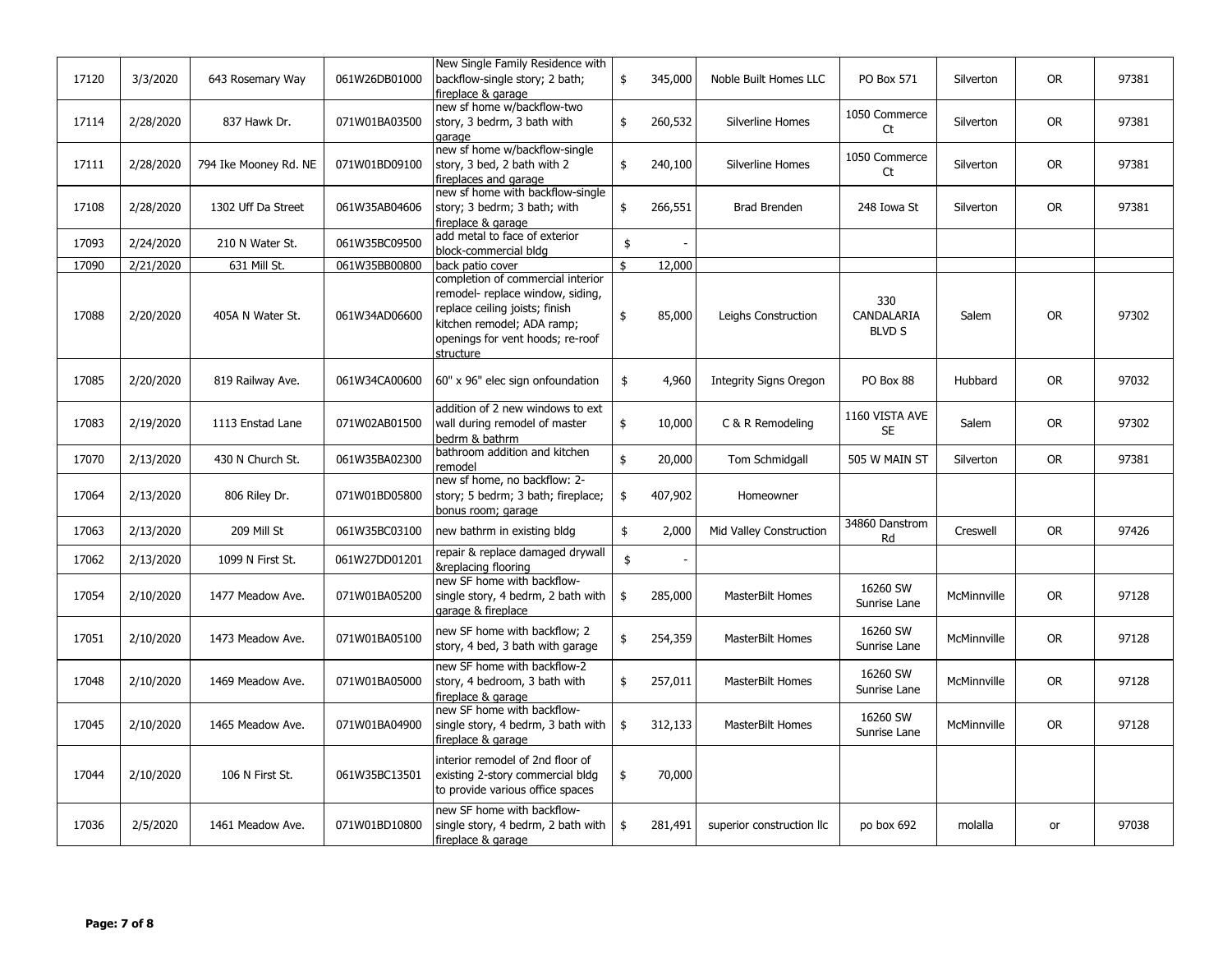| | | | | | | | | | | |
|---|---|---|---|---|---|---|---|---|---|---|
| 17120 | 3/3/2020 | 643 Rosemary Way | 061W26DB01000 | New Single Family Residence with backflow-single story; 2 bath; fireplace & garage | $ | 345,000 | Noble Built Homes LLC | PO Box 571 | Silverton | OR | 97381 |
| 17114 | 2/28/2020 | 837 Hawk Dr. | 071W01BA03500 | new sf home w/backflow-two story, 3 bedrm, 3 bath with garage | $ | 260,532 | Silverline Homes | 1050 Commerce Ct | Silverton | OR | 97381 |
| 17111 | 2/28/2020 | 794 Ike Mooney Rd. NE | 071W01BD09100 | new sf home w/backflow-single story, 3 bed, 2 bath with 2 fireplaces and garage | $ | 240,100 | Silverline Homes | 1050 Commerce Ct | Silverton | OR | 97381 |
| 17108 | 2/28/2020 | 1302 Uff Da Street | 061W35AB04606 | new sf home with backflow-single story; 3 bedrm; 3 bath; with fireplace & garage | $ | 266,551 | Brad Brenden | 248 Iowa St | Silverton | OR | 97381 |
| 17093 | 2/24/2020 | 210 N Water St. | 061W35BC09500 | add metal to face of exterior block-commercial bldg | $ | - | | | | | |
| 17090 | 2/21/2020 | 631 Mill St. | 061W35BB00800 | back patio cover | $ | 12,000 | | | | | |
| 17088 | 2/20/2020 | 405A N Water St. | 061W34AD06600 | completion of commercial interior remodel- replace window, siding, replace ceiling joists; finish kitchen remodel; ADA ramp; openings for vent hoods; re-roof structure | $ | 85,000 | Leighs Construction | 330 CANDALARIA BLVD S | Salem | OR | 97302 |
| 17085 | 2/20/2020 | 819 Railway Ave. | 061W34CA00600 | 60" x 96" elec sign onfoundation | $ | 4,960 | Integrity Signs Oregon | PO Box 88 | Hubbard | OR | 97032 |
| 17083 | 2/19/2020 | 1113 Enstad Lane | 071W02AB01500 | addition of 2 new windows to ext wall during remodel of master bedrm & bathrm | $ | 10,000 | C & R Remodeling | 1160 VISTA AVE SE | Salem | OR | 97302 |
| 17070 | 2/13/2020 | 430 N Church St. | 061W35BA02300 | bathroom addition and kitchen remodel | $ | 20,000 | Tom Schmidgall | 505 W MAIN ST | Silverton | OR | 97381 |
| 17064 | 2/13/2020 | 806 Riley Dr. | 071W01BD05800 | new sf home, no backflow: 2-story; 5 bedrm; 3 bath; fireplace; bonus room; garage | $ | 407,902 | Homeowner | | | | |
| 17063 | 2/13/2020 | 209 Mill St | 061W35BC03100 | new bathrm in existing bldg | $ | 2,000 | Mid Valley Construction | 34860 Danstrom Rd | Creswell | OR | 97426 |
| 17062 | 2/13/2020 | 1099 N First St. | 061W27DD01201 | repair & replace damaged drywall &replacing flooring | $ | - | | | | | |
| 17054 | 2/10/2020 | 1477 Meadow Ave. | 071W01BA05200 | new SF home with backflow-single story, 4 bedrm, 2 bath with garage & fireplace | $ | 285,000 | MasterBilt Homes | 16260 SW Sunrise Lane | McMinnville | OR | 97128 |
| 17051 | 2/10/2020 | 1473 Meadow Ave. | 071W01BA05100 | new SF home with backflow; 2 story, 4 bed, 3 bath with garage | $ | 254,359 | MasterBilt Homes | 16260 SW Sunrise Lane | McMinnville | OR | 97128 |
| 17048 | 2/10/2020 | 1469 Meadow Ave. | 071W01BA05000 | new SF home with backflow-2 story, 4 bedroom, 3 bath with fireplace & garage | $ | 257,011 | MasterBilt Homes | 16260 SW Sunrise Lane | McMinnville | OR | 97128 |
| 17045 | 2/10/2020 | 1465 Meadow Ave. | 071W01BA04900 | new SF home with backflow-single story, 4 bedrm, 3 bath with fireplace & garage | $ | 312,133 | MasterBilt Homes | 16260 SW Sunrise Lane | McMinnville | OR | 97128 |
| 17044 | 2/10/2020 | 106 N First St. | 061W35BC13501 | interior remodel of 2nd floor of existing 2-story commercial bldg to provide various office spaces | $ | 70,000 | | | | | |
| 17036 | 2/5/2020 | 1461 Meadow Ave. | 071W01BD10800 | new SF home with backflow-single story, 4 bedrm, 2 bath with fireplace & garage | $ | 281,491 | superior construction llc | po box 692 | molalla | or | 97038 |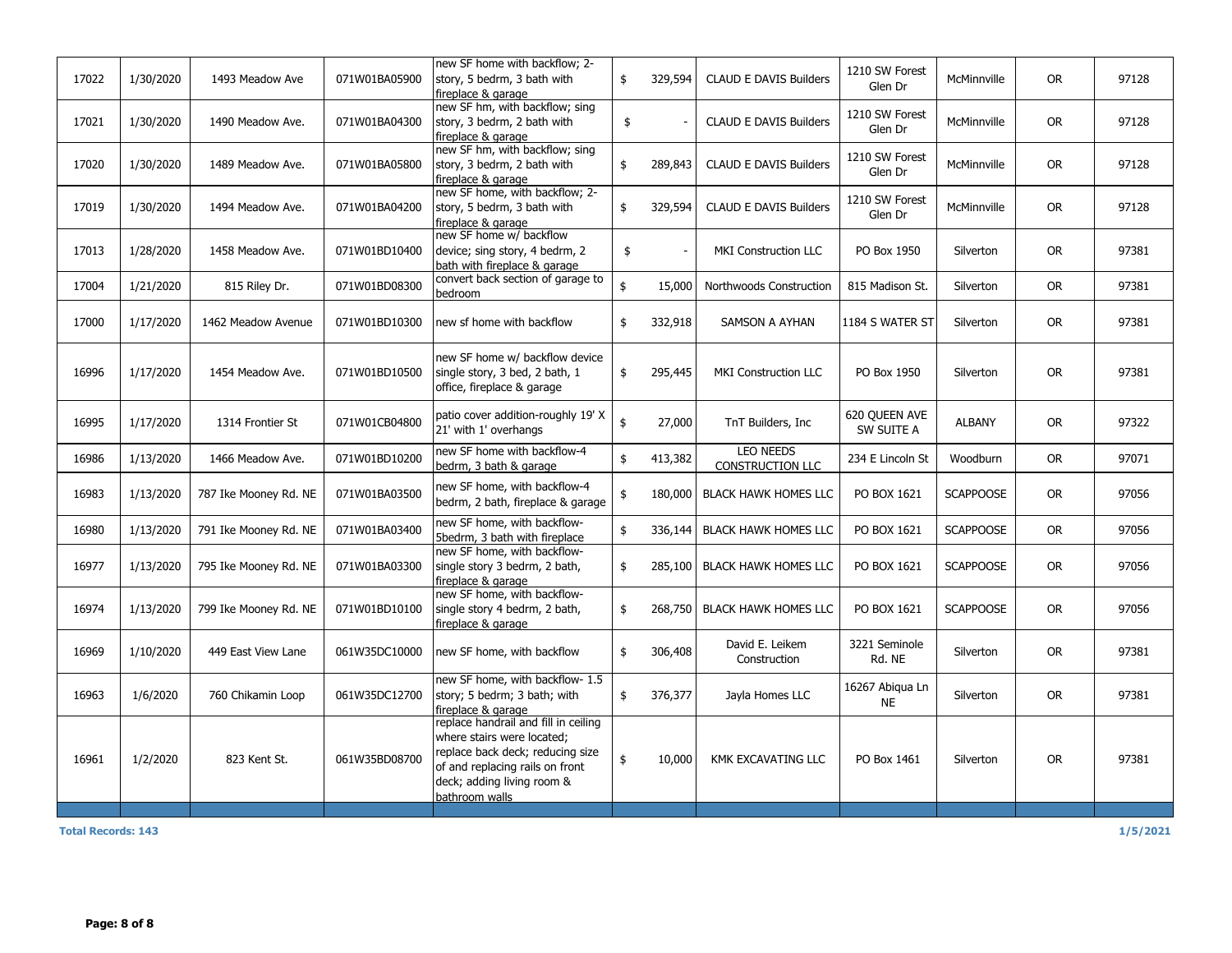| | | | | | | | | | | |
|---|---|---|---|---|---|---|---|---|---|---|
| 17022 | 1/30/2020 | 1493 Meadow Ave | 071W01BA05900 | new SF home with backflow; 2-story, 5 bedrm, 3 bath with fireplace & garage | $ | 329,594 | CLAUD E DAVIS Builders | 1210 SW Forest Glen Dr | McMinnville | OR | 97128 |
| 17021 | 1/30/2020 | 1490 Meadow Ave. | 071W01BA04300 | new SF hm, with backflow; sing story, 3 bedrm, 2 bath with fireplace & garage | $ | - | CLAUD E DAVIS Builders | 1210 SW Forest Glen Dr | McMinnville | OR | 97128 |
| 17020 | 1/30/2020 | 1489 Meadow Ave. | 071W01BA05800 | new SF hm, with backflow; sing story, 3 bedrm, 2 bath with fireplace & garage | $ | 289,843 | CLAUD E DAVIS Builders | 1210 SW Forest Glen Dr | McMinnville | OR | 97128 |
| 17019 | 1/30/2020 | 1494 Meadow Ave. | 071W01BA04200 | new SF home, with backflow; 2-story, 5 bedrm, 3 bath with fireplace & garage | $ | 329,594 | CLAUD E DAVIS Builders | 1210 SW Forest Glen Dr | McMinnville | OR | 97128 |
| 17013 | 1/28/2020 | 1458 Meadow Ave. | 071W01BD10400 | new SF home w/ backflow device; sing story, 4 bedrm, 2 bath with fireplace & garage | $ | - | MKI Construction LLC | PO Box 1950 | Silverton | OR | 97381 |
| 17004 | 1/21/2020 | 815 Riley Dr. | 071W01BD08300 | convert back section of garage to bedroom | $ | 15,000 | Northwoods Construction | 815 Madison St. | Silverton | OR | 97381 |
| 17000 | 1/17/2020 | 1462 Meadow Avenue | 071W01BD10300 | new sf home with backflow | $ | 332,918 | SAMSON A AYHAN | 1184 S WATER ST | Silverton | OR | 97381 |
| 16996 | 1/17/2020 | 1454 Meadow Ave. | 071W01BD10500 | new SF home w/ backflow device single story, 3 bed, 2 bath, 1 office, fireplace & garage | $ | 295,445 | MKI Construction LLC | PO Box 1950 | Silverton | OR | 97381 |
| 16995 | 1/17/2020 | 1314 Frontier St | 071W01CB04800 | patio cover addition-roughly 19' X 21' with 1' overhangs | $ | 27,000 | TnT Builders, Inc | 620 QUEEN AVE SW SUITE A | ALBANY | OR | 97322 |
| 16986 | 1/13/2020 | 1466 Meadow Ave. | 071W01BD10200 | new SF home with backflow-4 bedrm, 3 bath & garage | $ | 413,382 | LEO NEEDS CONSTRUCTION LLC | 234 E Lincoln St | Woodburn | OR | 97071 |
| 16983 | 1/13/2020 | 787 Ike Mooney Rd. NE | 071W01BA03500 | new SF home, with backflow-4 bedrm, 2 bath, fireplace & garage | $ | 180,000 | BLACK HAWK HOMES LLC | PO BOX 1621 | SCAPPOOSE | OR | 97056 |
| 16980 | 1/13/2020 | 791 Ike Mooney Rd. NE | 071W01BA03400 | new SF home, with backflow-5bedrm, 3 bath with fireplace | $ | 336,144 | BLACK HAWK HOMES LLC | PO BOX 1621 | SCAPPOOSE | OR | 97056 |
| 16977 | 1/13/2020 | 795 Ike Mooney Rd. NE | 071W01BA03300 | new SF home, with backflow-single story 3 bedrm, 2 bath, fireplace & garage | $ | 285,100 | BLACK HAWK HOMES LLC | PO BOX 1621 | SCAPPOOSE | OR | 97056 |
| 16974 | 1/13/2020 | 799 Ike Mooney Rd. NE | 071W01BD10100 | new SF home, with backflow-single story 4 bedrm, 2 bath, fireplace & garage | $ | 268,750 | BLACK HAWK HOMES LLC | PO BOX 1621 | SCAPPOOSE | OR | 97056 |
| 16969 | 1/10/2020 | 449 East View Lane | 061W35DC10000 | new SF home, with backflow | $ | 306,408 | David E. Leikem Construction | 3221 Seminole Rd. NE | Silverton | OR | 97381 |
| 16963 | 1/6/2020 | 760 Chikamin Loop | 061W35DC12700 | new SF home, with backflow- 1.5 story; 5 bedrm; 3 bath; with fireplace & garage | $ | 376,377 | Jayla Homes LLC | 16267 Abiqua Ln NE | Silverton | OR | 97381 |
| 16961 | 1/2/2020 | 823 Kent St. | 061W35BD08700 | replace handrail and fill in ceiling where stairs were located; replace back deck; reducing size of and replacing rails on front deck; adding living room & bathroom walls | $ | 10,000 | KMK EXCAVATING LLC | PO Box 1461 | Silverton | OR | 97381 |

**Total Records: 143**

**1/5/2021**